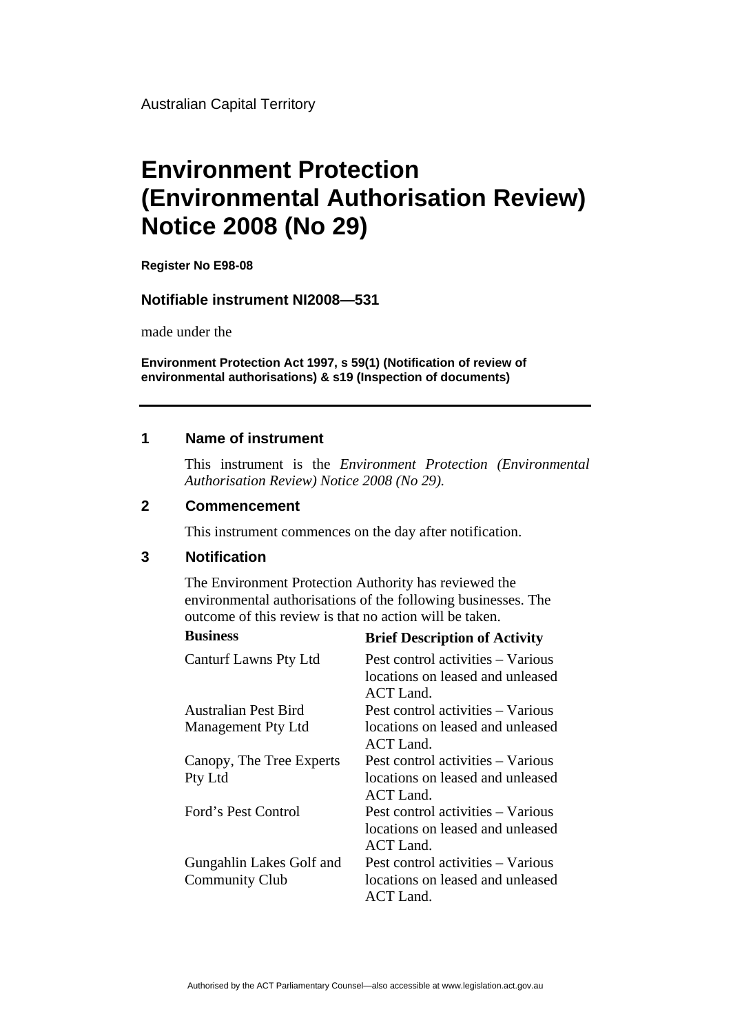Australian Capital Territory

# Environment Protection (Environmental Authorisation Review) Notice 2008 (No 29)

**Register No E98-08**

**Notifiable instrument NI2008—531**

made under the

**Environment Protection Act 1997, s 59(1) (Notification of review of environmental authorisations) & s19 (Inspection of documents)**

## 1 Name of instrument

This instrument is the *Environment Protection (Environmental Authorisation Review) Notice 2008 (No 29).*

## 2 Commencement

This instrument commences on the day after notification.

## 3 Notification

The Environment Protection Authority has reviewed the environmental authorisations of the following businesses. The outcome of this review is that no action will be taken.

| Business | Brief Description of Activity |
|---|---|
| Canturf Lawns Pty Ltd | Pest control activities – Various locations on leased and unleased ACT Land. |
| Australian Pest Bird Management Pty Ltd | Pest control activities – Various locations on leased and unleased ACT Land. |
| Canopy, The Tree Experts Pty Ltd | Pest control activities – Various locations on leased and unleased ACT Land. |
| Ford's Pest Control | Pest control activities – Various locations on leased and unleased ACT Land. |
| Gungahlin Lakes Golf and Community Club | Pest control activities – Various locations on leased and unleased ACT Land. |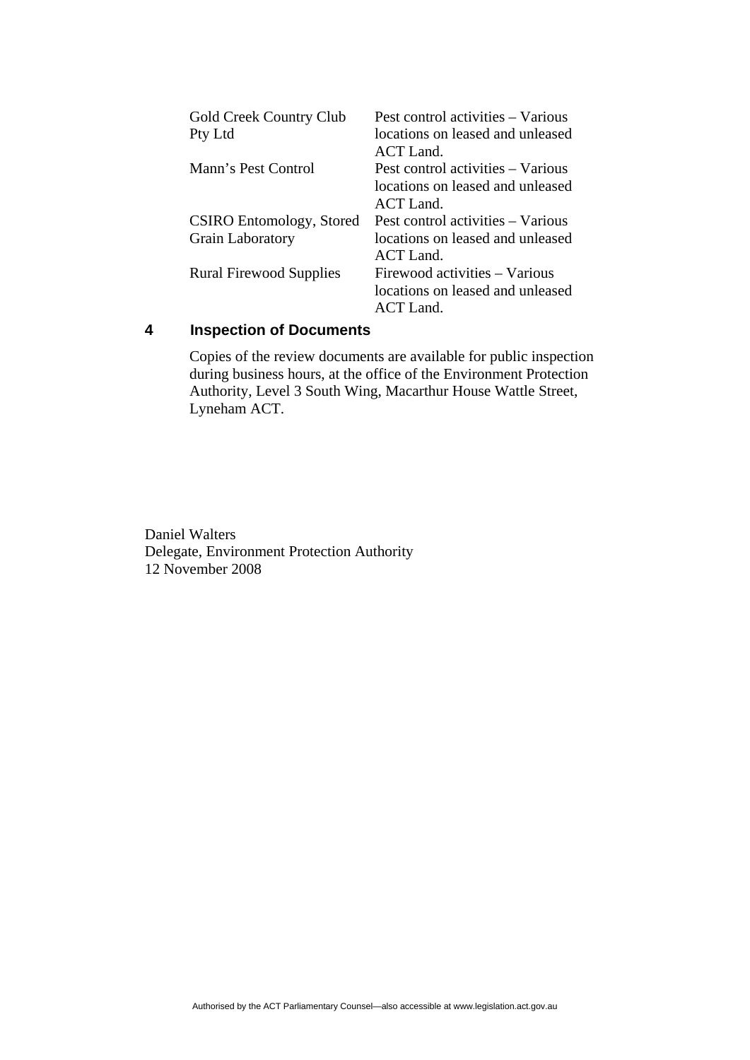| | |
|---|---|
| Gold Creek Country Club Pty Ltd | Pest control activities – Various locations on leased and unleased ACT Land. |
| Mann's Pest Control | Pest control activities – Various locations on leased and unleased ACT Land. |
| CSIRO Entomology, Stored Grain Laboratory | Pest control activities – Various locations on leased and unleased ACT Land. |
| Rural Firewood Supplies | Firewood activities – Various locations on leased and unleased ACT Land. |

## 4 Inspection of Documents

Copies of the review documents are available for public inspection during business hours, at the office of the Environment Protection Authority, Level 3 South Wing, Macarthur House Wattle Street, Lyneham ACT.

Daniel Walters
Delegate, Environment Protection Authority
12 November 2008